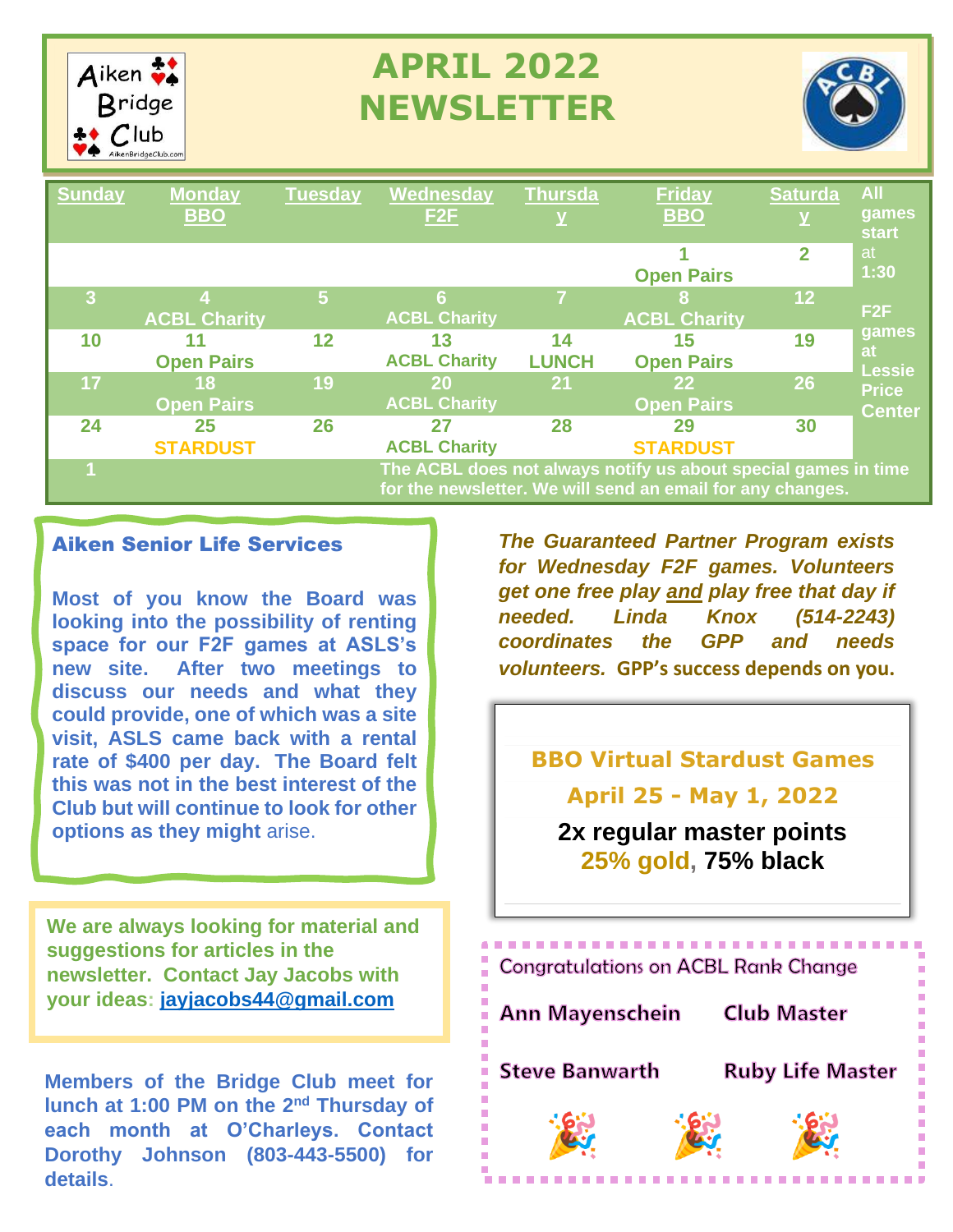# APRIL 2022 NEWSLETTER

Aiken Bridge Club

| Sunday | Monday BBO | Tuesday | Wednesday F2F | Thursday | Friday BBO | Saturday |
|---|---|---|---|---|---|---|
| | | | | | 1 Open Pairs | 2 |
| 3 | 4 ACBL Charity | 5 | 6 ACBL Charity | 7 | 8 ACBL Charity | 12 |
| 10 | 11 Open Pairs | 12 | 13 ACBL Charity | 14 LUNCH | 15 Open Pairs | 19 |
| 17 | 18 Open Pairs | 19 | 20 ACBL Charity | 21 | 22 Open Pairs | 26 |
| 24 | 25 STARDUST | 26 | 27 ACBL Charity | 28 | 29 STARDUST | 30 |
| 1 | | | | | | |

All games start at 1:30

F2F games at Lessie Price Center

The ACBL does not always notify us about special games in time for the newsletter. We will send an email for any changes.

## Aiken Senior Life Services

**Most of you know the Board was looking into the possibility of renting space for our F2F games at ASLS's new site. After two meetings to discuss our needs and what they could provide, one of which was a site visit, ASLS came back with a rental rate of $400 per day. The Board felt this was not in the best interest of the Club but will continue to look for other options as they might** arise.

**We are always looking for material and suggestions for articles in the newsletter. Contact Jay Jacobs with your ideas: jayjacobs44@gmail.com**

**Members of the Bridge Club meet for lunch at 1:00 PM on the 2nd Thursday of each month at O'Charleys. Contact Dorothy Johnson (803-443-5500) for details**.

***The Guaranteed Partner Program exists for Wednesday F2F games. Volunteers get one free play and play free that day if needed. Linda Knox (514-2243) coordinates the GPP and needs volunteers.*** **GPP's success depends on you.**

## BBO Virtual Stardust Games

**April 25 - May 1, 2022**

**2x regular master points**

**25% gold, 75% black**

Congratulations on ACBL Rank Change

| | |
|---|---|
| Ann Mayenschein | Club Master |
| Steve Banwarth | Ruby Life Master |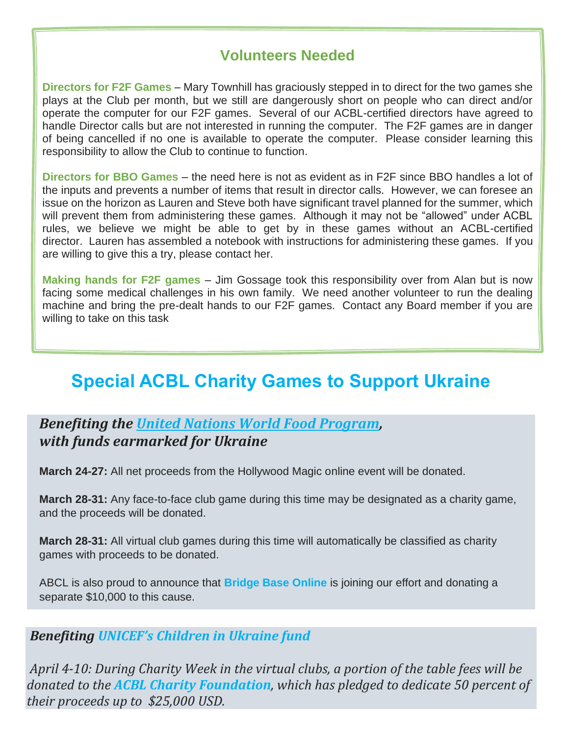## Volunteers Needed

**Directors for F2F Games** – Mary Townhill has graciously stepped in to direct for the two games she plays at the Club per month, but we still are dangerously short on people who can direct and/or operate the computer for our F2F games. Several of our ACBL-certified directors have agreed to handle Director calls but are not interested in running the computer. The F2F games are in danger of being cancelled if no one is available to operate the computer. Please consider learning this responsibility to allow the Club to continue to function.

**Directors for BBO Games** – the need here is not as evident as in F2F since BBO handles a lot of the inputs and prevents a number of items that result in director calls. However, we can foresee an issue on the horizon as Lauren and Steve both have significant travel planned for the summer, which will prevent them from administering these games. Although it may not be "allowed" under ACBL rules, we believe we might be able to get by in these games without an ACBL-certified director. Lauren has assembled a notebook with instructions for administering these games. If you are willing to give this a try, please contact her.

**Making hands for F2F games** – Jim Gossage took this responsibility over from Alan but is now facing some medical challenges in his own family. We need another volunteer to run the dealing machine and bring the pre-dealt hands to our F2F games. Contact any Board member if you are willing to take on this task

# Special ACBL Charity Games to Support Ukraine

***Benefiting the United Nations World Food Program, with funds earmarked for Ukraine***

**March 24-27:** All net proceeds from the Hollywood Magic online event will be donated.

**March 28-31:** Any face-to-face club game during this time may be designated as a charity game, and the proceeds will be donated.

**March 28-31:** All virtual club games during this time will automatically be classified as charity games with proceeds to be donated.

ABCL is also proud to announce that **Bridge Base Online** is joining our effort and donating a separate $10,000 to this cause.

***Benefiting UNICEF's Children in Ukraine fund***

*April 4-10: During Charity Week in the virtual clubs, a portion of the table fees will be donated to the **ACBL Charity Foundation**, which has pledged to dedicate 50 percent of their proceeds up to $25,000 USD.*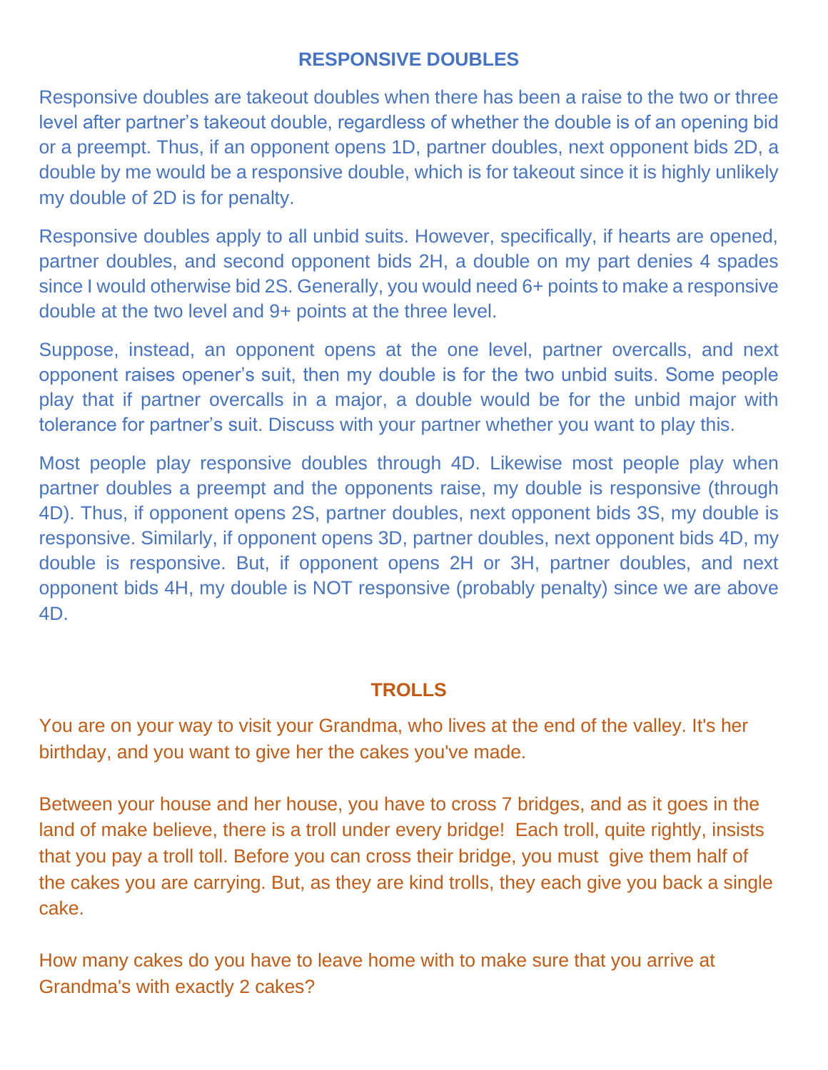## RESPONSIVE DOUBLES

Responsive doubles are takeout doubles when there has been a raise to the two or three level after partner's takeout double, regardless of whether the double is of an opening bid or a preempt. Thus, if an opponent opens 1D, partner doubles, next opponent bids 2D, a double by me would be a responsive double, which is for takeout since it is highly unlikely my double of 2D is for penalty.

Responsive doubles apply to all unbid suits. However, specifically, if hearts are opened, partner doubles, and second opponent bids 2H, a double on my part denies 4 spades since I would otherwise bid 2S. Generally, you would need 6+ points to make a responsive double at the two level and 9+ points at the three level.

Suppose, instead, an opponent opens at the one level, partner overcalls, and next opponent raises opener's suit, then my double is for the two unbid suits. Some people play that if partner overcalls in a major, a double would be for the unbid major with tolerance for partner's suit. Discuss with your partner whether you want to play this.

Most people play responsive doubles through 4D. Likewise most people play when partner doubles a preempt and the opponents raise, my double is responsive (through 4D). Thus, if opponent opens 2S, partner doubles, next opponent bids 3S, my double is responsive. Similarly, if opponent opens 3D, partner doubles, next opponent bids 4D, my double is responsive. But, if opponent opens 2H or 3H, partner doubles, and next opponent bids 4H, my double is NOT responsive (probably penalty) since we are above 4D.

## TROLLS

You are on your way to visit your Grandma, who lives at the end of the valley. It's her birthday, and you want to give her the cakes you've made.

Between your house and her house, you have to cross 7 bridges, and as it goes in the land of make believe, there is a troll under every bridge! Each troll, quite rightly, insists that you pay a troll toll. Before you can cross their bridge, you must give them half of the cakes you are carrying. But, as they are kind trolls, they each give you back a single cake.

How many cakes do you have to leave home with to make sure that you arrive at Grandma's with exactly 2 cakes?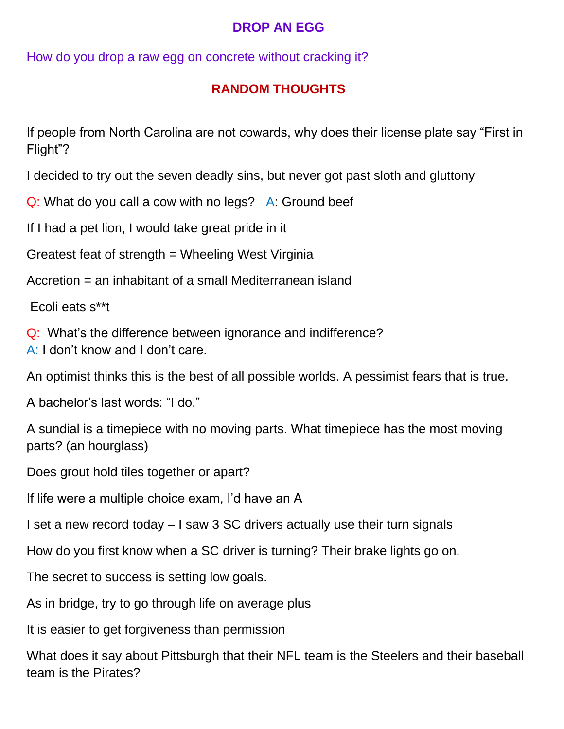## DROP AN EGG

How do you drop a raw egg on concrete without cracking it?

## RANDOM THOUGHTS

If people from North Carolina are not cowards, why does their license plate say “First in Flight”?

I decided to try out the seven deadly sins, but never got past sloth and gluttony

Q: What do you call a cow with no legs?   A: Ground beef

If I had a pet lion, I would take great pride in it

Greatest feat of strength = Wheeling West Virginia

Accretion = an inhabitant of a small Mediterranean island

Ecoli eats s**t

Q: What’s the difference between ignorance and indifference?
A: I don’t know and I don’t care.

An optimist thinks this is the best of all possible worlds. A pessimist fears that is true.

A bachelor’s last words: “I do.”

A sundial is a timepiece with no moving parts. What timepiece has the most moving parts? (an hourglass)

Does grout hold tiles together or apart?

If life were a multiple choice exam, I’d have an A

I set a new record today – I saw 3 SC drivers actually use their turn signals

How do you first know when a SC driver is turning? Their brake lights go on.

The secret to success is setting low goals.

As in bridge, try to go through life on average plus

It is easier to get forgiveness than permission

What does it say about Pittsburgh that their NFL team is the Steelers and their baseball team is the Pirates?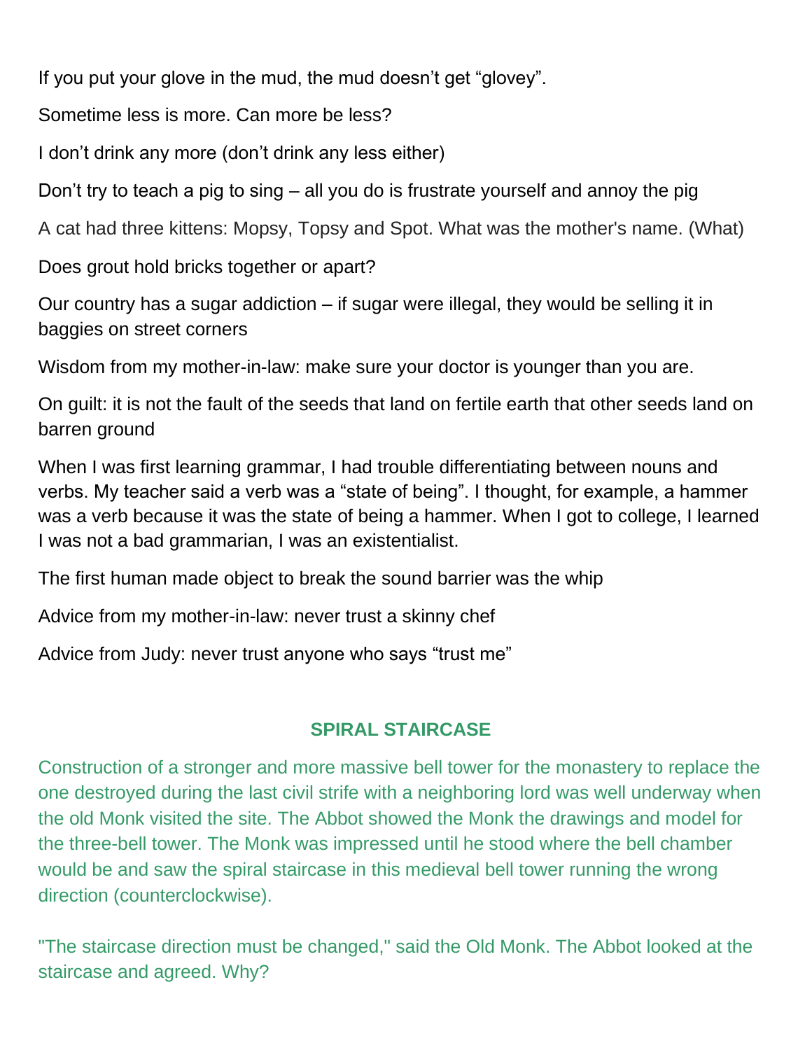If you put your glove in the mud, the mud doesn't get "glovey".

Sometime less is more. Can more be less?

I don't drink any more (don't drink any less either)

Don't try to teach a pig to sing – all you do is frustrate yourself and annoy the pig

A cat had three kittens: Mopsy, Topsy and Spot. What was the mother's name. (What)

Does grout hold bricks together or apart?

Our country has a sugar addiction – if sugar were illegal, they would be selling it in baggies on street corners

Wisdom from my mother-in-law: make sure your doctor is younger than you are.

On guilt: it is not the fault of the seeds that land on fertile earth that other seeds land on barren ground

When I was first learning grammar, I had trouble differentiating between nouns and verbs. My teacher said a verb was a "state of being". I thought, for example, a hammer was a verb because it was the state of being a hammer. When I got to college, I learned I was not a bad grammarian, I was an existentialist.

The first human made object to break the sound barrier was the whip

Advice from my mother-in-law: never trust a skinny chef

Advice from Judy: never trust anyone who says "trust me"

## SPIRAL STAIRCASE

Construction of a stronger and more massive bell tower for the monastery to replace the one destroyed during the last civil strife with a neighboring lord was well underway when the old Monk visited the site. The Abbot showed the Monk the drawings and model for the three-bell tower. The Monk was impressed until he stood where the bell chamber would be and saw the spiral staircase in this medieval bell tower running the wrong direction (counterclockwise).

"The staircase direction must be changed," said the Old Monk. The Abbot looked at the staircase and agreed. Why?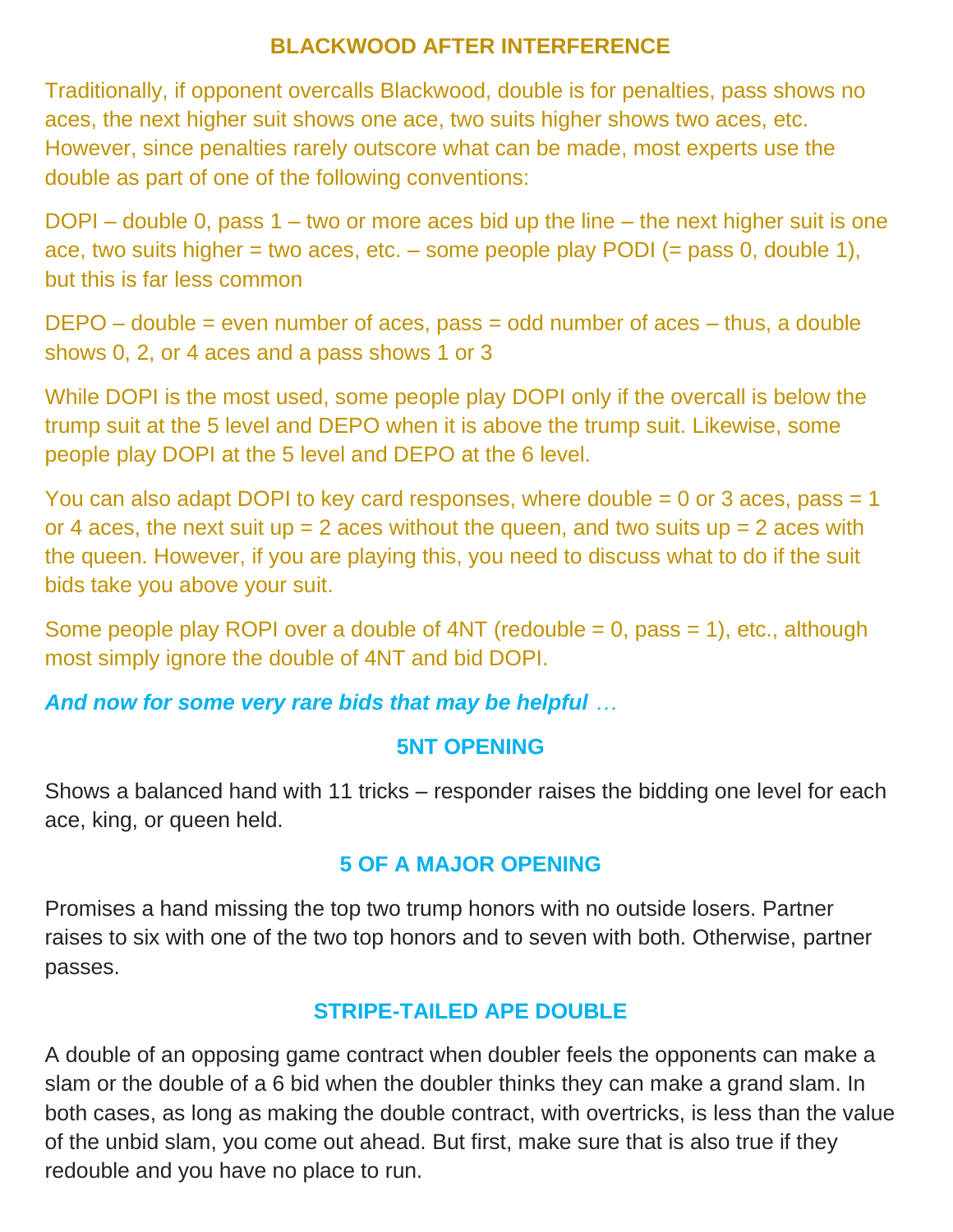## BLACKWOOD AFTER INTERFERENCE

Traditionally, if opponent overcalls Blackwood, double is for penalties, pass shows no aces, the next higher suit shows one ace, two suits higher shows two aces, etc. However, since penalties rarely outscore what can be made, most experts use the double as part of one of the following conventions:

DOPI – double 0, pass 1 – two or more aces bid up the line – the next higher suit is one ace, two suits higher = two aces, etc. – some people play PODI (= pass 0, double 1), but this is far less common

DEPO – double = even number of aces, pass = odd number of aces – thus, a double shows 0, 2, or 4 aces and a pass shows 1 or 3

While DOPI is the most used, some people play DOPI only if the overcall is below the trump suit at the 5 level and DEPO when it is above the trump suit. Likewise, some people play DOPI at the 5 level and DEPO at the 6 level.

You can also adapt DOPI to key card responses, where double = 0 or 3 aces, pass = 1 or 4 aces, the next suit up = 2 aces without the queen, and two suits up = 2 aces with the queen. However, if you are playing this, you need to discuss what to do if the suit bids take you above your suit.

Some people play ROPI over a double of 4NT (redouble = 0, pass = 1), etc., although most simply ignore the double of 4NT and bid DOPI.

***And now for some very rare bids that may be helpful …***

## 5NT OPENING

Shows a balanced hand with 11 tricks – responder raises the bidding one level for each ace, king, or queen held.

## 5 OF A MAJOR OPENING

Promises a hand missing the top two trump honors with no outside losers. Partner raises to six with one of the two top honors and to seven with both. Otherwise, partner passes.

## STRIPE-TAILED APE DOUBLE

A double of an opposing game contract when doubler feels the opponents can make a slam or the double of a 6 bid when the doubler thinks they can make a grand slam. In both cases, as long as making the double contract, with overtricks, is less than the value of the unbid slam, you come out ahead. But first, make sure that is also true if they redouble and you have no place to run.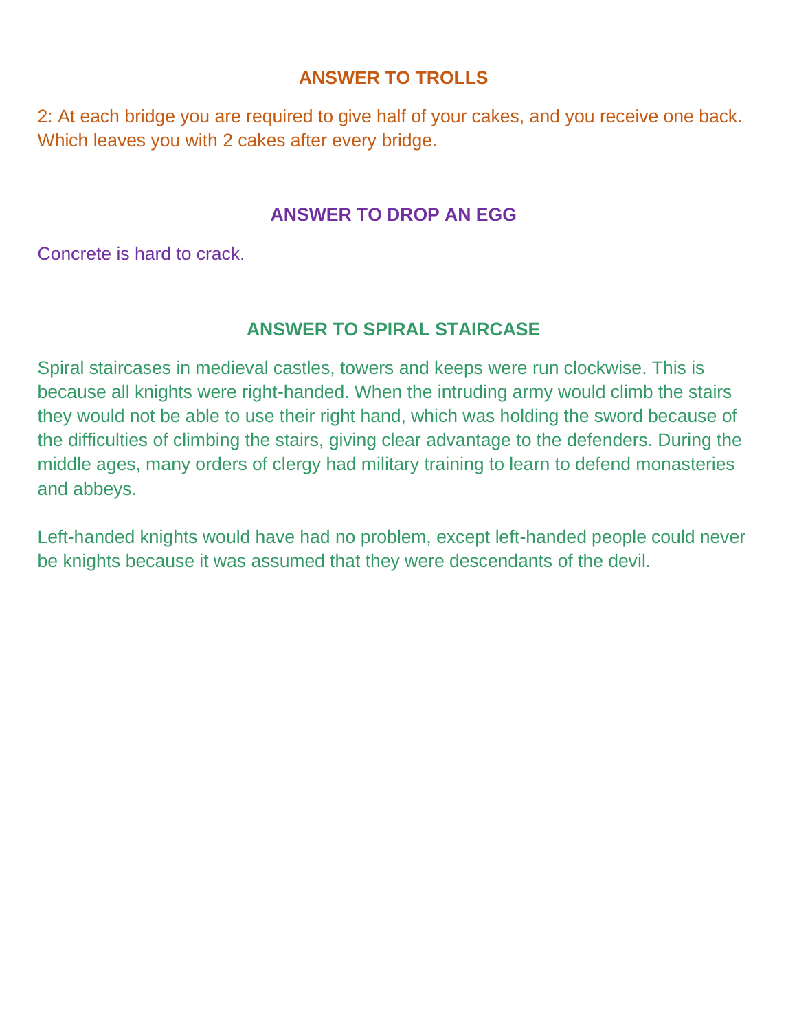## ANSWER TO TROLLS

2: At each bridge you are required to give half of your cakes, and you receive one back. Which leaves you with 2 cakes after every bridge.

## ANSWER TO DROP AN EGG

Concrete is hard to crack.

## ANSWER TO SPIRAL STAIRCASE

Spiral staircases in medieval castles, towers and keeps were run clockwise. This is because all knights were right-handed. When the intruding army would climb the stairs they would not be able to use their right hand, which was holding the sword because of the difficulties of climbing the stairs, giving clear advantage to the defenders. During the middle ages, many orders of clergy had military training to learn to defend monasteries and abbeys.

Left-handed knights would have had no problem, except left-handed people could never be knights because it was assumed that they were descendants of the devil.